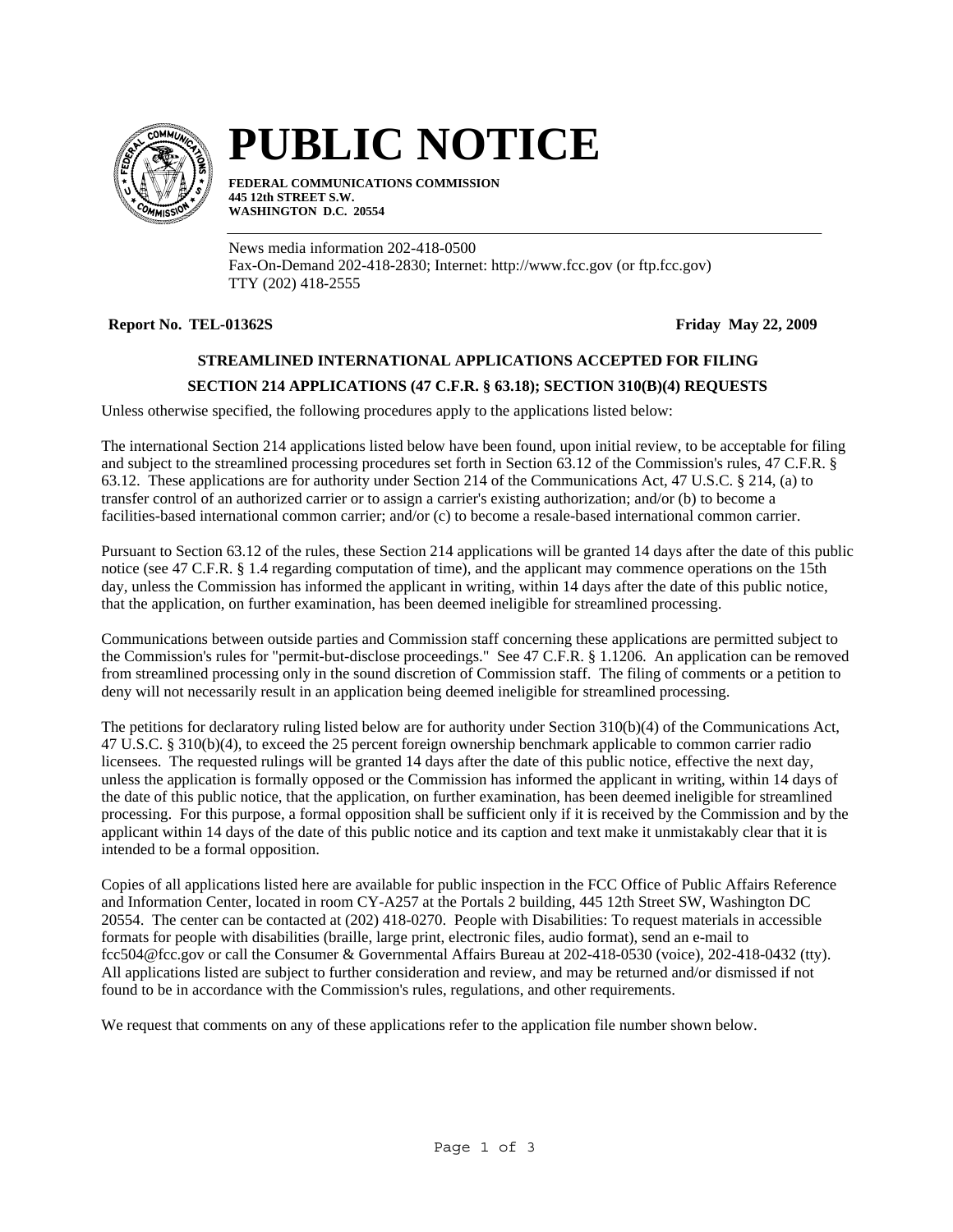# PUBLIC NOTICE

**FEDERAL COMMUNICATIONS COMMISSION**
**445 12th STREET S.W.**
**WASHINGTON D.C. 20554**

News media information 202-418-0500
Fax-On-Demand 202-418-2830; Internet: http://www.fcc.gov (or ftp.fcc.gov)
TTY (202) 418-2555

**Report No. TEL-01362S** **Friday May 22, 2009**

**STREAMLINED INTERNATIONAL APPLICATIONS ACCEPTED FOR FILING**

**SECTION 214 APPLICATIONS (47 C.F.R. § 63.18); SECTION 310(B)(4) REQUESTS**

Unless otherwise specified, the following procedures apply to the applications listed below:

The international Section 214 applications listed below have been found, upon initial review, to be acceptable for filing and subject to the streamlined processing procedures set forth in Section 63.12 of the Commission's rules, 47 C.F.R. § 63.12. These applications are for authority under Section 214 of the Communications Act, 47 U.S.C. § 214, (a) to transfer control of an authorized carrier or to assign a carrier's existing authorization; and/or (b) to become a facilities-based international common carrier; and/or (c) to become a resale-based international common carrier.

Pursuant to Section 63.12 of the rules, these Section 214 applications will be granted 14 days after the date of this public notice (see 47 C.F.R. § 1.4 regarding computation of time), and the applicant may commence operations on the 15th day, unless the Commission has informed the applicant in writing, within 14 days after the date of this public notice, that the application, on further examination, has been deemed ineligible for streamlined processing.

Communications between outside parties and Commission staff concerning these applications are permitted subject to the Commission's rules for "permit-but-disclose proceedings." See 47 C.F.R. § 1.1206. An application can be removed from streamlined processing only in the sound discretion of Commission staff. The filing of comments or a petition to deny will not necessarily result in an application being deemed ineligible for streamlined processing.

The petitions for declaratory ruling listed below are for authority under Section 310(b)(4) of the Communications Act, 47 U.S.C. § 310(b)(4), to exceed the 25 percent foreign ownership benchmark applicable to common carrier radio licensees. The requested rulings will be granted 14 days after the date of this public notice, effective the next day, unless the application is formally opposed or the Commission has informed the applicant in writing, within 14 days of the date of this public notice, that the application, on further examination, has been deemed ineligible for streamlined processing. For this purpose, a formal opposition shall be sufficient only if it is received by the Commission and by the applicant within 14 days of the date of this public notice and its caption and text make it unmistakably clear that it is intended to be a formal opposition.

Copies of all applications listed here are available for public inspection in the FCC Office of Public Affairs Reference and Information Center, located in room CY-A257 at the Portals 2 building, 445 12th Street SW, Washington DC 20554. The center can be contacted at (202) 418-0270. People with Disabilities: To request materials in accessible formats for people with disabilities (braille, large print, electronic files, audio format), send an e-mail to fcc504@fcc.gov or call the Consumer & Governmental Affairs Bureau at 202-418-0530 (voice), 202-418-0432 (tty). All applications listed are subject to further consideration and review, and may be returned and/or dismissed if not found to be in accordance with the Commission's rules, regulations, and other requirements.

We request that comments on any of these applications refer to the application file number shown below.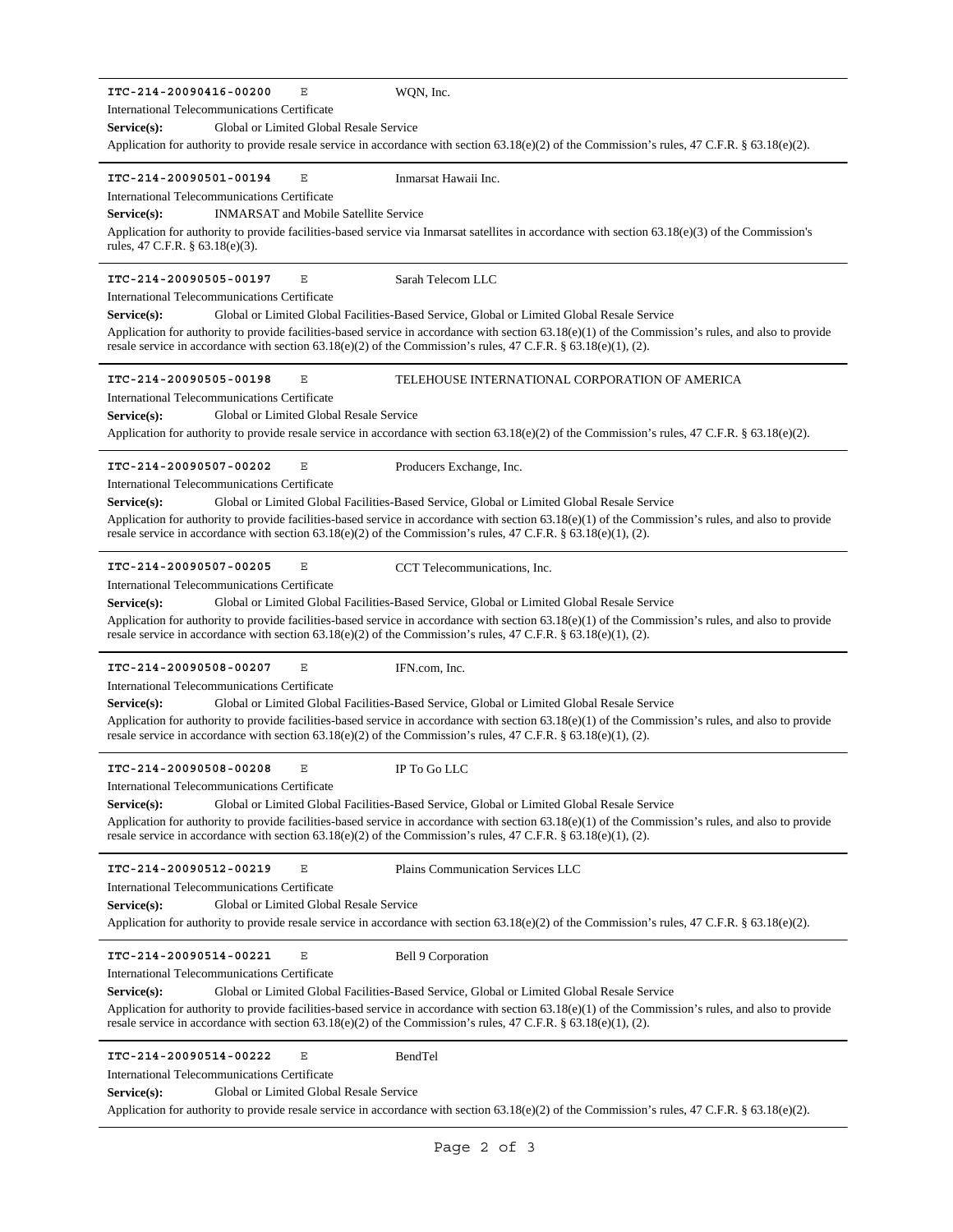**ITC-214-20090416-00200** E WQN, Inc.

International Telecommunications Certificate

**Service(s):** Global or Limited Global Resale Service

Application for authority to provide resale service in accordance with section 63.18(e)(2) of the Commission's rules, 47 C.F.R. § 63.18(e)(2).

---

**ITC-214-20090501-00194** E Inmarsat Hawaii Inc.

International Telecommunications Certificate

**Service(s):** INMARSAT and Mobile Satellite Service

Application for authority to provide facilities-based service via Inmarsat satellites in accordance with section 63.18(e)(3) of the Commission's rules, 47 C.F.R. § 63.18(e)(3).

---

**ITC-214-20090505-00197** E Sarah Telecom LLC

International Telecommunications Certificate

**Service(s):** Global or Limited Global Facilities-Based Service, Global or Limited Global Resale Service

Application for authority to provide facilities-based service in accordance with section 63.18(e)(1) of the Commission's rules, and also to provide resale service in accordance with section 63.18(e)(2) of the Commission's rules, 47 C.F.R. § 63.18(e)(1), (2).

---

**ITC-214-20090505-00198** E TELEHOUSE INTERNATIONAL CORPORATION OF AMERICA

International Telecommunications Certificate

**Service(s):** Global or Limited Global Resale Service

Application for authority to provide resale service in accordance with section 63.18(e)(2) of the Commission's rules, 47 C.F.R. § 63.18(e)(2).

---

**ITC-214-20090507-00202** E Producers Exchange, Inc.

International Telecommunications Certificate

**Service(s):** Global or Limited Global Facilities-Based Service, Global or Limited Global Resale Service

Application for authority to provide facilities-based service in accordance with section 63.18(e)(1) of the Commission's rules, and also to provide resale service in accordance with section 63.18(e)(2) of the Commission's rules, 47 C.F.R. § 63.18(e)(1), (2).

---

**ITC-214-20090507-00205** E CCT Telecommunications, Inc.

International Telecommunications Certificate

**Service(s):** Global or Limited Global Facilities-Based Service, Global or Limited Global Resale Service

Application for authority to provide facilities-based service in accordance with section 63.18(e)(1) of the Commission's rules, and also to provide resale service in accordance with section 63.18(e)(2) of the Commission's rules, 47 C.F.R. § 63.18(e)(1), (2).

---

**ITC-214-20090508-00207** E IFN.com, Inc.

International Telecommunications Certificate

**Service(s):** Global or Limited Global Facilities-Based Service, Global or Limited Global Resale Service

Application for authority to provide facilities-based service in accordance with section 63.18(e)(1) of the Commission's rules, and also to provide resale service in accordance with section 63.18(e)(2) of the Commission's rules, 47 C.F.R. § 63.18(e)(1), (2).

---

**ITC-214-20090508-00208** E IP To Go LLC

International Telecommunications Certificate

**Service(s):** Global or Limited Global Facilities-Based Service, Global or Limited Global Resale Service

Application for authority to provide facilities-based service in accordance with section 63.18(e)(1) of the Commission's rules, and also to provide resale service in accordance with section 63.18(e)(2) of the Commission's rules, 47 C.F.R. § 63.18(e)(1), (2).

---

**ITC-214-20090512-00219** E Plains Communication Services LLC

International Telecommunications Certificate

**Service(s):** Global or Limited Global Resale Service

Application for authority to provide resale service in accordance with section 63.18(e)(2) of the Commission's rules, 47 C.F.R. § 63.18(e)(2).

---

**ITC-214-20090514-00221** E Bell 9 Corporation

International Telecommunications Certificate

**Service(s):** Global or Limited Global Facilities-Based Service, Global or Limited Global Resale Service

Application for authority to provide facilities-based service in accordance with section 63.18(e)(1) of the Commission's rules, and also to provide resale service in accordance with section 63.18(e)(2) of the Commission's rules, 47 C.F.R. § 63.18(e)(1), (2).

---

**ITC-214-20090514-00222** E BendTel

International Telecommunications Certificate

**Service(s):** Global or Limited Global Resale Service

Application for authority to provide resale service in accordance with section 63.18(e)(2) of the Commission's rules, 47 C.F.R. § 63.18(e)(2).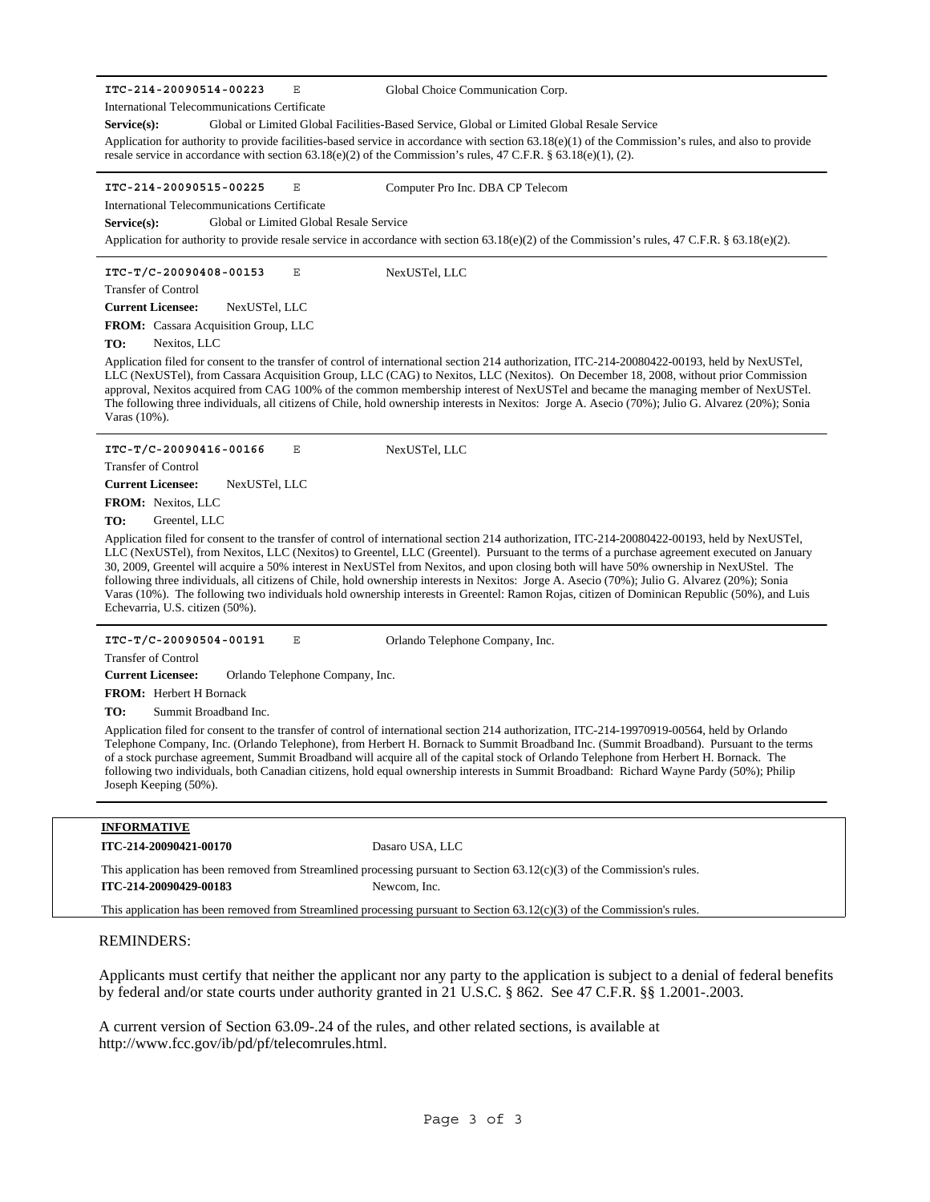**ITC-214-20090514-00223** E Global Choice Communication Corp.

International Telecommunications Certificate

**Service(s):** Global or Limited Global Facilities-Based Service, Global or Limited Global Resale Service

Application for authority to provide facilities-based service in accordance with section 63.18(e)(1) of the Commission's rules, and also to provide resale service in accordance with section 63.18(e)(2) of the Commission's rules, 47 C.F.R. § 63.18(e)(1), (2).

---

**ITC-214-20090515-00225** E Computer Pro Inc. DBA CP Telecom

International Telecommunications Certificate

**Service(s):** Global or Limited Global Resale Service

Application for authority to provide resale service in accordance with section 63.18(e)(2) of the Commission's rules, 47 C.F.R. § 63.18(e)(2).

---

**ITC-T/C-20090408-00153** E NexUSTel, LLC

Transfer of Control

**Current Licensee:** NexUSTel, LLC

**FROM:** Cassara Acquisition Group, LLC

**TO:** Nexitos, LLC

Application filed for consent to the transfer of control of international section 214 authorization, ITC-214-20080422-00193, held by NexUSTel, LLC (NexUSTel), from Cassara Acquisition Group, LLC (CAG) to Nexitos, LLC (Nexitos). On December 18, 2008, without prior Commission approval, Nexitos acquired from CAG 100% of the common membership interest of NexUSTel and became the managing member of NexUSTel. The following three individuals, all citizens of Chile, hold ownership interests in Nexitos: Jorge A. Asecio (70%); Julio G. Alvarez (20%); Sonia Varas (10%).

---

**ITC-T/C-20090416-00166** E NexUSTel, LLC

Transfer of Control

**Current Licensee:** NexUSTel, LLC

**FROM:** Nexitos, LLC

**TO:** Greentel, LLC

Application filed for consent to the transfer of control of international section 214 authorization, ITC-214-20080422-00193, held by NexUSTel, LLC (NexUSTel), from Nexitos, LLC (Nexitos) to Greentel, LLC (Greentel). Pursuant to the terms of a purchase agreement executed on January 30, 2009, Greentel will acquire a 50% interest in NexUSTel from Nexitos, and upon closing both will have 50% ownership in NexUStel. The following three individuals, all citizens of Chile, hold ownership interests in Nexitos: Jorge A. Asecio (70%); Julio G. Alvarez (20%); Sonia Varas (10%). The following two individuals hold ownership interests in Greentel: Ramon Rojas, citizen of Dominican Republic (50%), and Luis Echevarria, U.S. citizen (50%).

---

**ITC-T/C-20090504-00191** E Orlando Telephone Company, Inc.

Transfer of Control

**Current Licensee:** Orlando Telephone Company, Inc.

**FROM:** Herbert H Bornack

**TO:** Summit Broadband Inc.

Application filed for consent to the transfer of control of international section 214 authorization, ITC-214-19970919-00564, held by Orlando Telephone Company, Inc. (Orlando Telephone), from Herbert H. Bornack to Summit Broadband Inc. (Summit Broadband). Pursuant to the terms of a stock purchase agreement, Summit Broadband will acquire all of the capital stock of Orlando Telephone from Herbert H. Bornack. The following two individuals, both Canadian citizens, hold equal ownership interests in Summit Broadband: Richard Wayne Pardy (50%); Philip Joseph Keeping (50%).

---

**INFORMATIVE**

**ITC-214-20090421-00170** Dasaro USA, LLC

This application has been removed from Streamlined processing pursuant to Section 63.12(c)(3) of the Commission's rules.

**ITC-214-20090429-00183** Newcom, Inc.

This application has been removed from Streamlined processing pursuant to Section 63.12(c)(3) of the Commission's rules.

REMINDERS:

Applicants must certify that neither the applicant nor any party to the application is subject to a denial of federal benefits by federal and/or state courts under authority granted in 21 U.S.C. § 862. See 47 C.F.R. §§ 1.2001-.2003.

A current version of Section 63.09-.24 of the rules, and other related sections, is available at http://www.fcc.gov/ib/pd/pf/telecomrules.html.